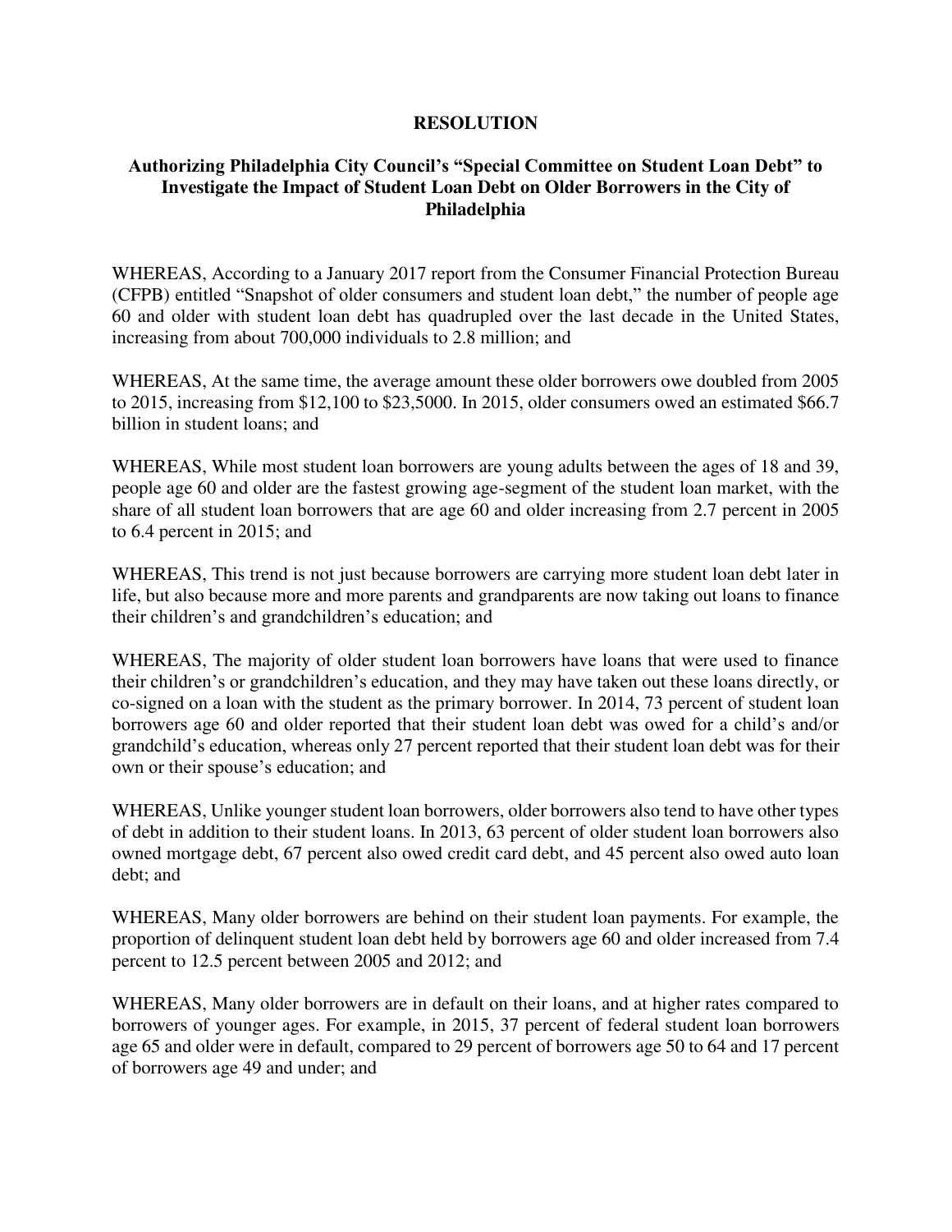# RESOLUTION

## Authorizing Philadelphia City Council's "Special Committee on Student Loan Debt" to Investigate the Impact of Student Loan Debt on Older Borrowers in the City of Philadelphia

WHEREAS, According to a January 2017 report from the Consumer Financial Protection Bureau (CFPB) entitled "Snapshot of older consumers and student loan debt," the number of people age 60 and older with student loan debt has quadrupled over the last decade in the United States, increasing from about 700,000 individuals to 2.8 million; and

WHEREAS, At the same time, the average amount these older borrowers owe doubled from 2005 to 2015, increasing from $12,100 to $23,5000. In 2015, older consumers owed an estimated $66.7 billion in student loans; and

WHEREAS, While most student loan borrowers are young adults between the ages of 18 and 39, people age 60 and older are the fastest growing age-segment of the student loan market, with the share of all student loan borrowers that are age 60 and older increasing from 2.7 percent in 2005 to 6.4 percent in 2015; and

WHEREAS, This trend is not just because borrowers are carrying more student loan debt later in life, but also because more and more parents and grandparents are now taking out loans to finance their children's and grandchildren's education; and

WHEREAS, The majority of older student loan borrowers have loans that were used to finance their children's or grandchildren's education, and they may have taken out these loans directly, or co-signed on a loan with the student as the primary borrower. In 2014, 73 percent of student loan borrowers age 60 and older reported that their student loan debt was owed for a child's and/or grandchild's education, whereas only 27 percent reported that their student loan debt was for their own or their spouse's education; and

WHEREAS, Unlike younger student loan borrowers, older borrowers also tend to have other types of debt in addition to their student loans. In 2013, 63 percent of older student loan borrowers also owned mortgage debt, 67 percent also owed credit card debt, and 45 percent also owed auto loan debt; and

WHEREAS, Many older borrowers are behind on their student loan payments. For example, the proportion of delinquent student loan debt held by borrowers age 60 and older increased from 7.4 percent to 12.5 percent between 2005 and 2012; and

WHEREAS, Many older borrowers are in default on their loans, and at higher rates compared to borrowers of younger ages. For example, in 2015, 37 percent of federal student loan borrowers age 65 and older were in default, compared to 29 percent of borrowers age 50 to 64 and 17 percent of borrowers age 49 and under; and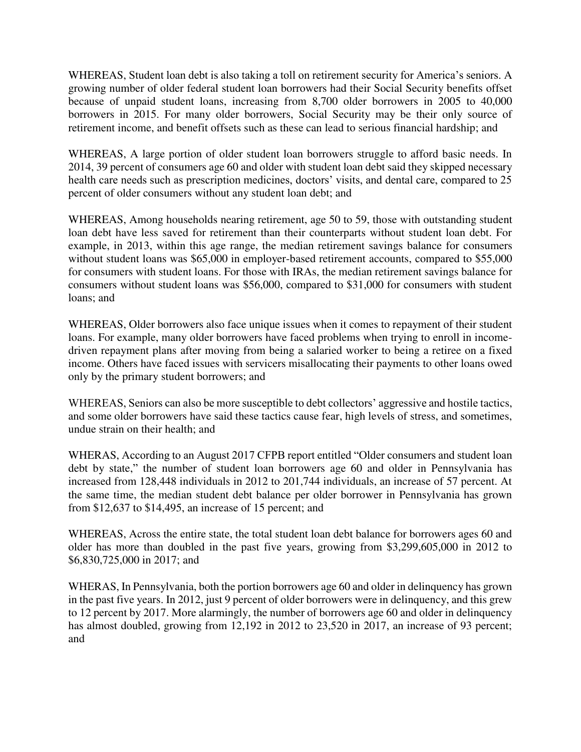WHEREAS, Student loan debt is also taking a toll on retirement security for America's seniors. A growing number of older federal student loan borrowers had their Social Security benefits offset because of unpaid student loans, increasing from 8,700 older borrowers in 2005 to 40,000 borrowers in 2015. For many older borrowers, Social Security may be their only source of retirement income, and benefit offsets such as these can lead to serious financial hardship; and

WHEREAS, A large portion of older student loan borrowers struggle to afford basic needs. In 2014, 39 percent of consumers age 60 and older with student loan debt said they skipped necessary health care needs such as prescription medicines, doctors' visits, and dental care, compared to 25 percent of older consumers without any student loan debt; and

WHEREAS, Among households nearing retirement, age 50 to 59, those with outstanding student loan debt have less saved for retirement than their counterparts without student loan debt. For example, in 2013, within this age range, the median retirement savings balance for consumers without student loans was $65,000 in employer-based retirement accounts, compared to $55,000 for consumers with student loans. For those with IRAs, the median retirement savings balance for consumers without student loans was $56,000, compared to $31,000 for consumers with student loans; and

WHEREAS, Older borrowers also face unique issues when it comes to repayment of their student loans. For example, many older borrowers have faced problems when trying to enroll in income-driven repayment plans after moving from being a salaried worker to being a retiree on a fixed income. Others have faced issues with servicers misallocating their payments to other loans owed only by the primary student borrowers; and

WHEREAS, Seniors can also be more susceptible to debt collectors' aggressive and hostile tactics, and some older borrowers have said these tactics cause fear, high levels of stress, and sometimes, undue strain on their health; and

WHERAS, According to an August 2017 CFPB report entitled "Older consumers and student loan debt by state," the number of student loan borrowers age 60 and older in Pennsylvania has increased from 128,448 individuals in 2012 to 201,744 individuals, an increase of 57 percent. At the same time, the median student debt balance per older borrower in Pennsylvania has grown from $12,637 to $14,495, an increase of 15 percent; and

WHEREAS, Across the entire state, the total student loan debt balance for borrowers ages 60 and older has more than doubled in the past five years, growing from $3,299,605,000 in 2012 to $6,830,725,000 in 2017; and

WHERAS, In Pennsylvania, both the portion borrowers age 60 and older in delinquency has grown in the past five years. In 2012, just 9 percent of older borrowers were in delinquency, and this grew to 12 percent by 2017. More alarmingly, the number of borrowers age 60 and older in delinquency has almost doubled, growing from 12,192 in 2012 to 23,520 in 2017, an increase of 93 percent; and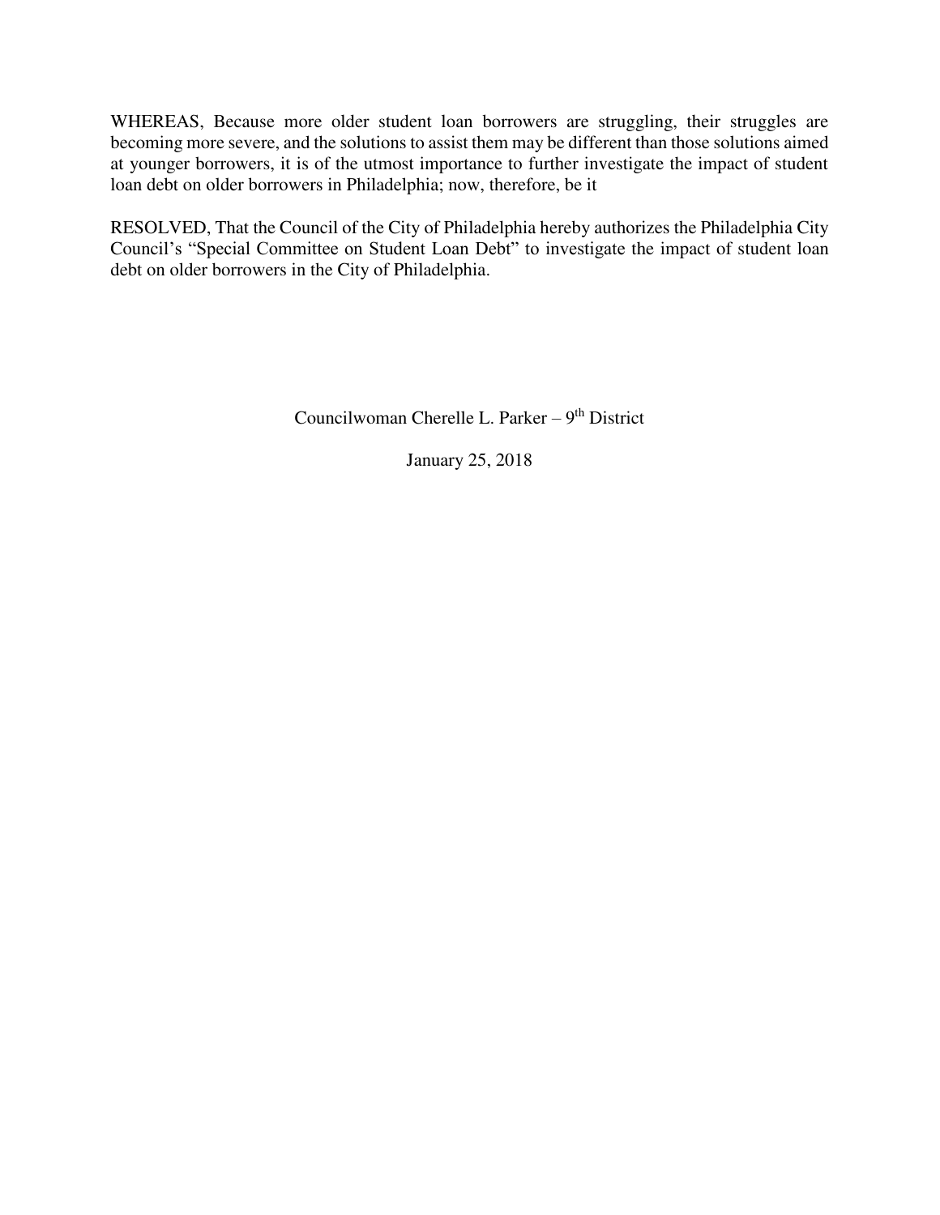WHEREAS, Because more older student loan borrowers are struggling, their struggles are becoming more severe, and the solutions to assist them may be different than those solutions aimed at younger borrowers, it is of the utmost importance to further investigate the impact of student loan debt on older borrowers in Philadelphia; now, therefore, be it

RESOLVED, That the Council of the City of Philadelphia hereby authorizes the Philadelphia City Council's "Special Committee on Student Loan Debt" to investigate the impact of student loan debt on older borrowers in the City of Philadelphia.

Councilwoman Cherelle L. Parker – 9th District

January 25, 2018